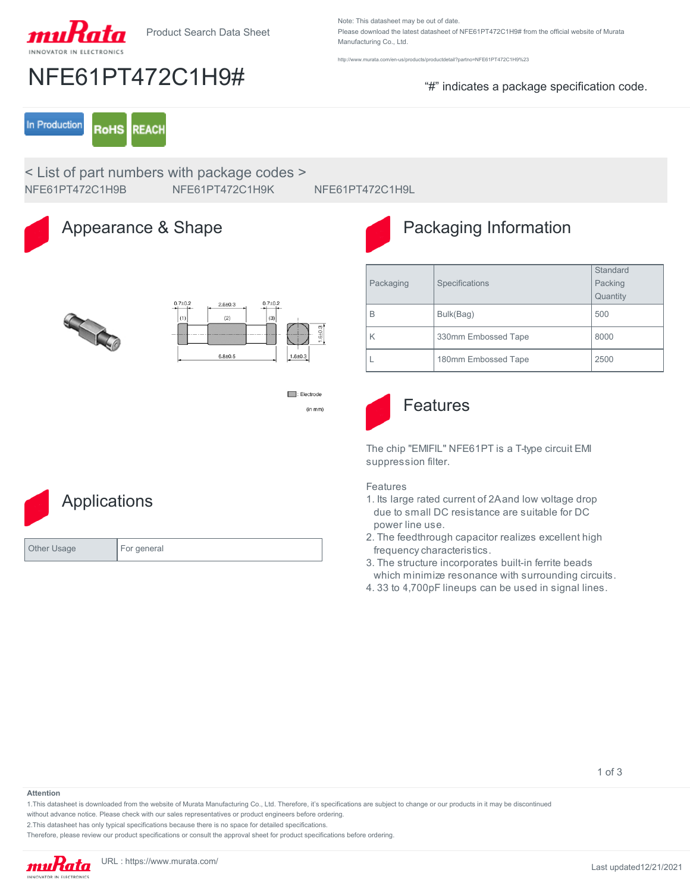Product Search Data Sheet

Note: This datasheet may be out of date.
Please download the latest datasheet of NFE61PT472C1H9# from the official website of Murata Manufacturing Co., Ltd.

http://www.murata.com/en-us/products/productdetail?partno=NFE61PT472C1H9%23

# NFE61PT472C1H9#

"#" indicates a package specification code.

In Production | RoHS | REACH

< List of part numbers with package codes >

NFE61PT472C1H9B NFE61PT472C1H9K NFE61PT472C1H9L

## Appearance & Shape

0.7±0.2 | 2.6±0.3 | 0.7±0.2
(1) (2) (3)
6.8±0.5 | 1.6±0.3 | 1.6±0.3

: Electrode

(in mm)

## Packaging Information

| Packaging | Specifications | Standard Packing Quantity |
|---|---|---|
| B | Bulk(Bag) | 500 |
| K | 330mm Embossed Tape | 8000 |
| L | 180mm Embossed Tape | 2500 |

## Features

The chip "EMIFIL" NFE61PT is a T-type circuit EMI suppression filter.

Features
1. Its large rated current of 2A and low voltage drop due to small DC resistance are suitable for DC power line use.
2. The feedthrough capacitor realizes excellent high frequency characteristics.
3. The structure incorporates built-in ferrite beads which minimize resonance with surrounding circuits.
4. 33 to 4,700pF lineups can be used in signal lines.

## Applications

| Other Usage | For general |
|---|---|

**Attention**

1.This datasheet is downloaded from the website of Murata Manufacturing Co., Ltd. Therefore, it's specifications are subject to change or our products in it may be discontinued without advance notice. Please check with our sales representatives or product engineers before ordering.
2.This datasheet has only typical specifications because there is no space for detailed specifications.
Therefore, please review our product specifications or consult the approval sheet for product specifications before ordering.

URL : https://www.murata.com/

Last updated12/21/2021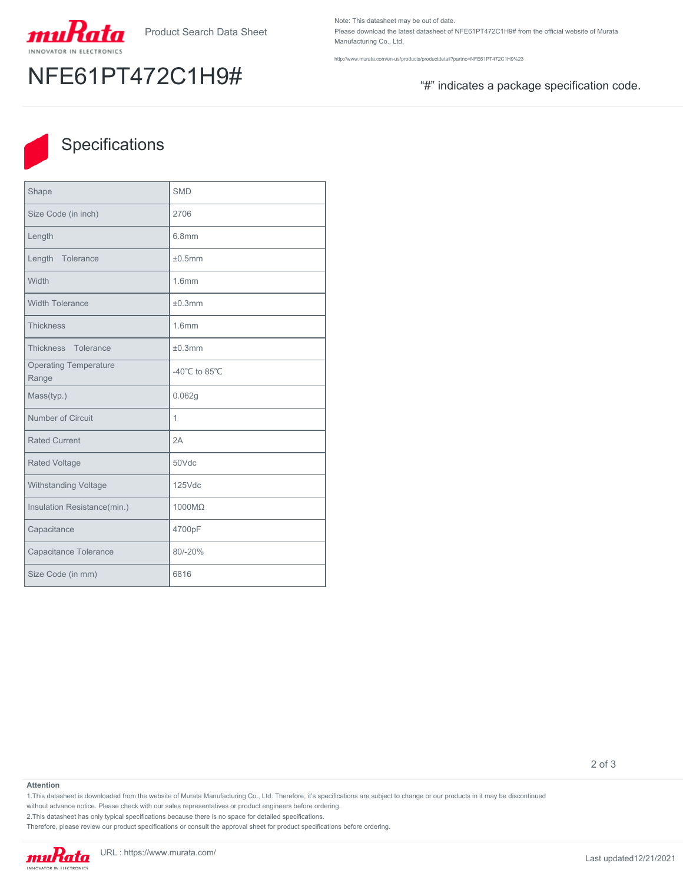Product Search Data Sheet

Note: This datasheet may be out of date.
Please download the latest datasheet of NFE61PT472C1H9# from the official website of Murata Manufacturing Co., Ltd.

http://www.murata.com/en-us/products/productdetail?partno=NFE61PT472C1H9%23

# NFE61PT472C1H9#

"#" indicates a package specification code.

## Specifications

| Shape | SMD |
|---|---|
| Size Code (in inch) | 2706 |
| Length | 6.8mm |
| Length Tolerance | ±0.5mm |
| Width | 1.6mm |
| Width Tolerance | ±0.3mm |
| Thickness | 1.6mm |
| Thickness Tolerance | ±0.3mm |
| Operating Temperature Range | -40℃ to 85℃ |
| Mass(typ.) | 0.062g |
| Number of Circuit | 1 |
| Rated Current | 2A |
| Rated Voltage | 50Vdc |
| Withstanding Voltage | 125Vdc |
| Insulation Resistance(min.) | 1000MΩ |
| Capacitance | 4700pF |
| Capacitance Tolerance | 80/-20% |
| Size Code (in mm) | 6816 |

**Attention**

1.This datasheet is downloaded from the website of Murata Manufacturing Co., Ltd. Therefore, it's specifications are subject to change or our products in it may be discontinued without advance notice. Please check with our sales representatives or product engineers before ordering.
2.This datasheet has only typical specifications because there is no space for detailed specifications.
Therefore, please review our product specifications or consult the approval sheet for product specifications before ordering.

URL : https://www.murata.com/

Last updated12/21/2021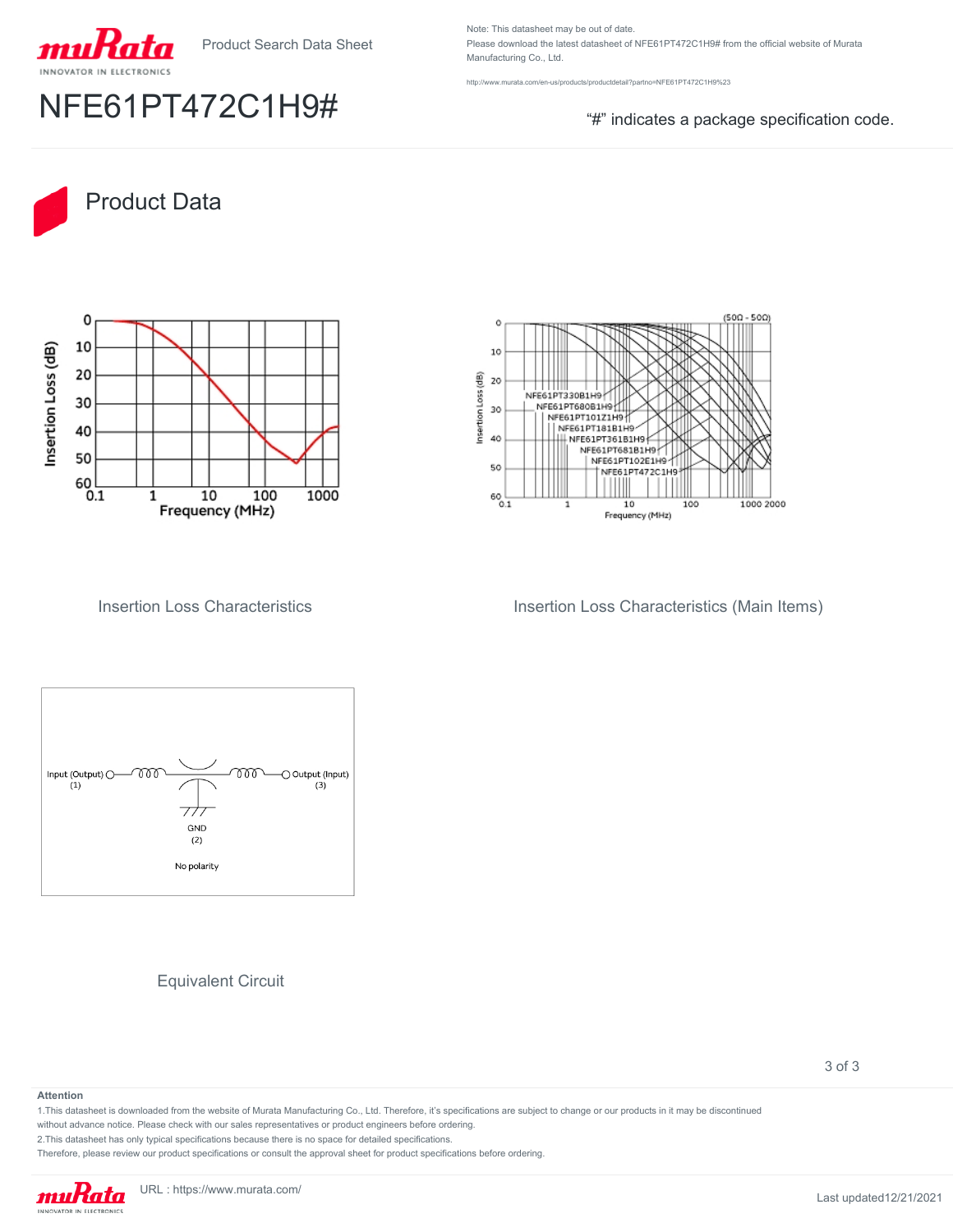Note: This datasheet may be out of date.
Please download the latest datasheet of NFE61PT472C1H9# from the official website of Murata Manufacturing Co., Ltd.

http://www.murata.com/en-us/products/productdetail?partno=NFE61PT472C1H9%23

Product Search Data Sheet

# NFE61PT472C1H9#

"#" indicates a package specification code.

## Product Data

Insertion Loss (dB)
0
10
20
30
40
50
60
0.1
1
10
100
1000
Frequency (MHz)

Insertion Loss Characteristics

(50Ω - 50Ω)
Insertion Loss (dB)
0
10
20
30
40
50
60
NFE61PT330B1H9
NFE61PT680B1H9
NFE61PT101Z1H9
NFE61PT181B1H9
NFE61PT361B1H9
NFE61PT681B1H9
NFE61PT102E1H9
NFE61PT472C1H9
0.1
1
10
100
1000 2000
Frequency (MHz)

Insertion Loss Characteristics (Main Items)

Input (Output) (1)
Output (Input) (3)
GND (2)
No polarity

Equivalent Circuit

**Attention**

1.This datasheet is downloaded from the website of Murata Manufacturing Co., Ltd. Therefore, it's specifications are subject to change or our products in it may be discontinued without advance notice. Please check with our sales representatives or product engineers before ordering.
2.This datasheet has only typical specifications because there is no space for detailed specifications.
Therefore, please review our product specifications or consult the approval sheet for product specifications before ordering.

URL : https://www.murata.com/

Last updated12/21/2021